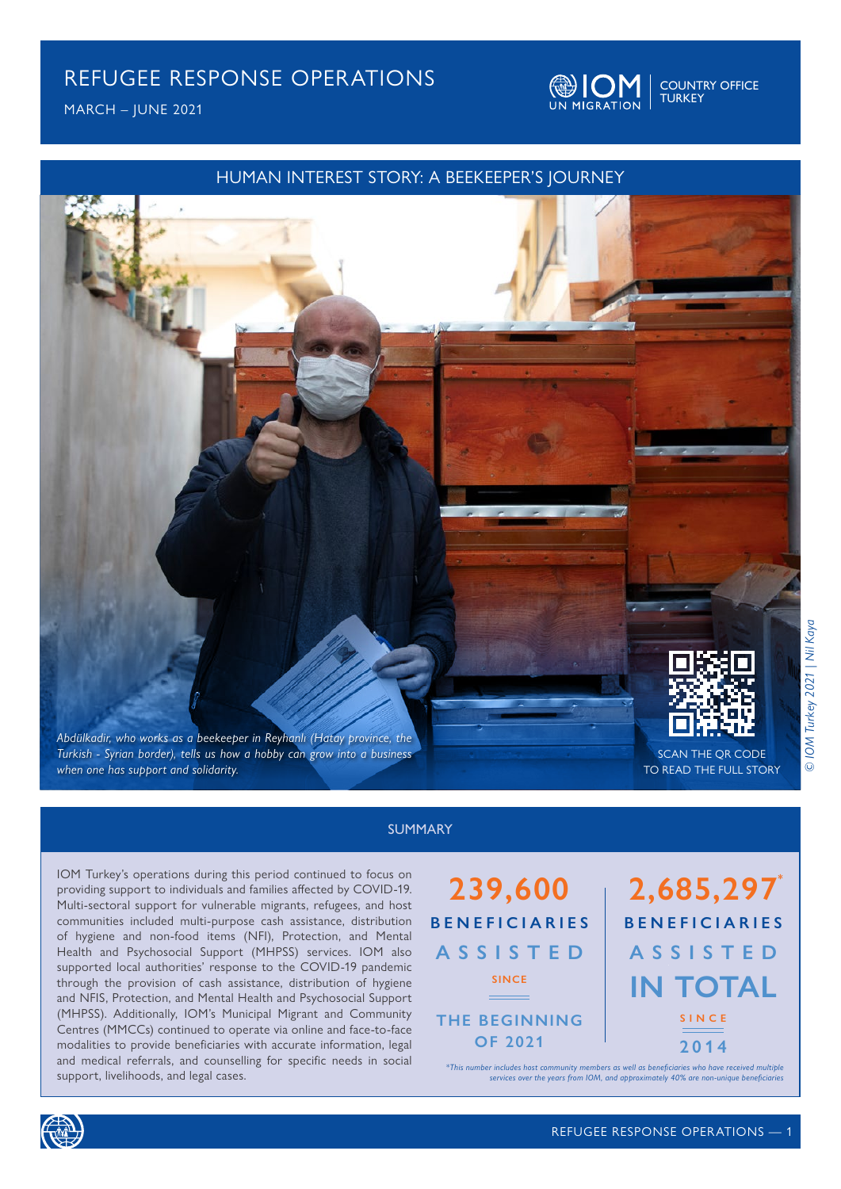# REFUGEE RESPONSE OPERATIONS

MARCH – JUNE 2021

IOM UN MIGRATION | COUNTRY OFFICE TURKEY

## HUMAN INTEREST STORY: A BEEKEEPER'S JOURNEY

*Abdülkadir, who works as a beekeeper in Reyhanlı (Hatay province, the Turkish - Syrian border), tells us how a hobby can grow into a business when one has support and solidarity.*

SCAN THE QR CODE TO READ THE FULL STORY

*© IOM Turkey 2021 | Nil Kaya*

## SUMMARY

IOM Turkey's operations during this period continued to focus on providing support to individuals and families affected by COVID-19. Multi-sectoral support for vulnerable migrants, refugees, and host communities included multi-purpose cash assistance, distribution of hygiene and non-food items (NFI), Protection, and Mental Health and Psychosocial Support (MHPSS) services. IOM also supported local authorities' response to the COVID-19 pandemic through the provision of cash assistance, distribution of hygiene and NFIS, Protection, and Mental Health and Psychosocial Support (MHPSS). Additionally, IOM's Municipal Migrant and Community Centres (MMCCs) continued to operate via online and face-to-face modalities to provide beneficiaries with accurate information, legal and medical referrals, and counselling for specific needs in social support, livelihoods, and legal cases.

**239,600** BENEFICIARIES ASSISTED SINCE THE BEGINNING OF 2021

**2,685,297*** BENEFICIARIES ASSISTED IN TOTAL SINCE 2014

*\*This number includes host community members as well as beneficiaries who have received multiple services over the years from IOM, and approximately 40% are non-unique beneficiaries*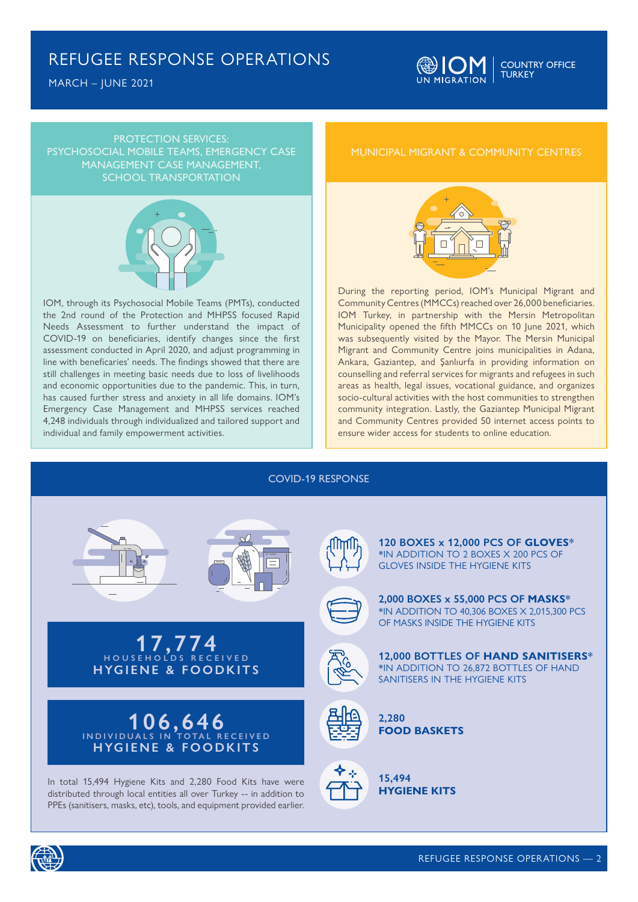# REFUGEE RESPONSE OPERATIONS

MARCH – JUNE 2021

COUNTRY OFFICE TURKEY

## PROTECTION SERVICES: PSYCHOSOCIAL MOBILE TEAMS, EMERGENCY CASE MANAGEMENT CASE MANAGEMENT, SCHOOL TRANSPORTATION

IOM, through its Psychosocial Mobile Teams (PMTs), conducted the 2nd round of the Protection and MHPSS focused Rapid Needs Assessment to further understand the impact of COVID-19 on beneficiaries, identify changes since the first assessment conducted in April 2020, and adjust programming in line with beneficaries' needs. The findings showed that there are still challenges in meeting basic needs due to loss of livelihoods and economic opportunities due to the pandemic. This, in turn, has caused further stress and anxiety in all life domains. IOM's Emergency Case Management and MHPSS services reached 4,248 individuals through individualized and tailored support and individual and family empowerment activities.

## MUNICIPAL MIGRANT & COMMUNITY CENTRES

During the reporting period, IOM's Municipal Migrant and Community Centres (MMCCs) reached over 26,000 beneficiaries. IOM Turkey, in partnership with the Mersin Metropolitan Municipality opened the fifth MMCCs on 10 June 2021, which was subsequently visited by the Mayor. The Mersin Municipal Migrant and Community Centre joins municipalities in Adana, Ankara, Gaziantep, and Şanlıurfa in providing information on counselling and referral services for migrants and refugees in such areas as health, legal issues, vocational guidance, and organizes socio-cultural activities with the host communities to strengthen community integration. Lastly, the Gaziantep Municipal Migrant and Community Centres provided 50 internet access points to ensure wider access for students to online education.

## COVID-19 RESPONSE

**17,774**
HOUSEHOLDS RECEIVED
**HYGIENE & FOODKITS**

**106,646**
INDIVIDUALS IN TOTAL RECEIVED
**HYGIENE & FOODKITS**

In total 15,494 Hygiene Kits and 2,280 Food Kits have were distributed through local entities all over Turkey -- in addition to PPEs (sanitisers, masks, etc), tools, and equipment provided earlier.

**120 BOXES x 12,000 PCS OF GLOVES***
*IN ADDITION TO 2 BOXES X 200 PCS OF GLOVES INSIDE THE HYGIENE KITS

**2,000 BOXES x 55,000 PCS OF MASKS***
*IN ADDITION TO 40,306 BOXES X 2,015,300 PCS OF MASKS INSIDE THE HYGIENE KITS

**12,000 BOTTLES OF HAND SANITISERS***
*IN ADDITION TO 26,872 BOTTLES OF HAND SANITISERS IN THE HYGIENE KITS

**2,280**
**FOOD BASKETS**

**15,494**
**HYGIENE KITS**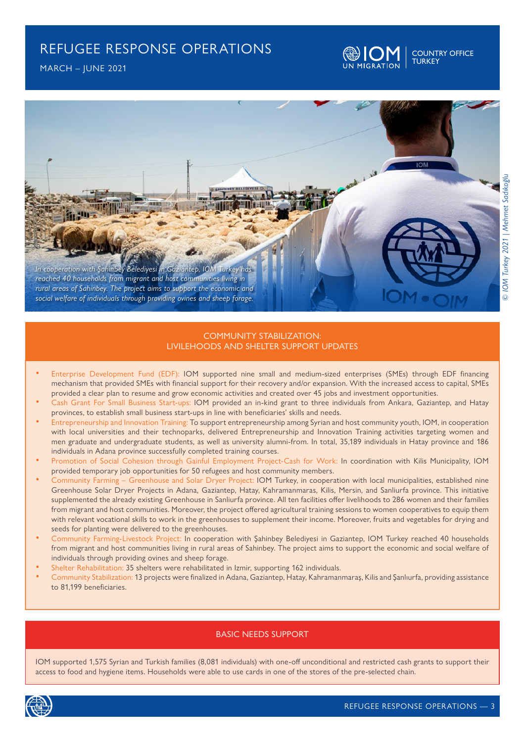# REFUGEE RESPONSE OPERATIONS

MARCH – JUNE 2021

*In cooperation with Şahinbey Belediyesi in Gaziantep, IOM Turkey has reached 40 households from migrant and host communities living in rural areas of Sahinbey. The project aims to support the economic and social welfare of individuals through providing ovines and sheep forage.*

© IOM Turkey 2021 | Mehmet Sadıkoğlu

## COMMUNITY STABILIZATION: LIVILEHOODS AND SHELTER SUPPORT UPDATES

- Enterprise Development Fund (EDF): IOM supported nine small and medium-sized enterprises (SMEs) through EDF financing mechanism that provided SMEs with financial support for their recovery and/or expansion. With the increased access to capital, SMEs provided a clear plan to resume and grow economic activities and created over 45 jobs and investment opportunities.
- Cash Grant For Small Business Start-ups: IOM provided an in-kind grant to three individuals from Ankara, Gaziantep, and Hatay provinces, to establish small business start-ups in line with beneficiaries' skills and needs.
- Entrepreneurship and Innovation Training: To support entrepreneurship among Syrian and host community youth, IOM, in cooperation with local universities and their technoparks, delivered Entrepreneurship and Innovation Training activities targeting women and men graduate and undergraduate students, as well as university alumni-from. In total, 35,189 individuals in Hatay province and 186 individuals in Adana province successfully completed training courses.
- Promotion of Social Cohesion through Gainful Employment Project-Cash for Work: In coordination with Kilis Municipality, IOM provided temporary job opportunities for 50 refugees and host community members.
- Community Farming – Greenhouse and Solar Dryer Project: IOM Turkey, in cooperation with local municipalities, established nine Greenhouse Solar Dryer Projects in Adana, Gaziantep, Hatay, Kahramanmaras, Kilis, Mersin, and Sanliurfa province. This initiative supplemented the already existing Greenhouse in Sanliurfa province. All ten facilities offer livelihoods to 286 women and their families from migrant and host communities. Moreover, the project offered agricultural training sessions to women cooperatives to equip them with relevant vocational skills to work in the greenhouses to supplement their income. Moreover, fruits and vegetables for drying and seeds for planting were delivered to the greenhouses.
- Community Farming-Livestock Project: In cooperation with Şahinbey Belediyesi in Gaziantep, IOM Turkey reached 40 households from migrant and host communities living in rural areas of Sahinbey. The project aims to support the economic and social welfare of individuals through providing ovines and sheep forage.
- Shelter Rehabilitation: 35 shelters were rehabilitated in Izmir, supporting 162 individuals.
- Community Stabilization: 13 projects were finalized in Adana, Gaziantep, Hatay, Kahramanmaraş, Kilis and Şanlıurfa, providing assistance to 81,199 beneficiaries.

## BASIC NEEDS SUPPORT

IOM supported 1,575 Syrian and Turkish families (8,081 individuals) with one-off unconditional and restricted cash grants to support their access to food and hygiene items. Households were able to use cards in one of the stores of the pre-selected chain.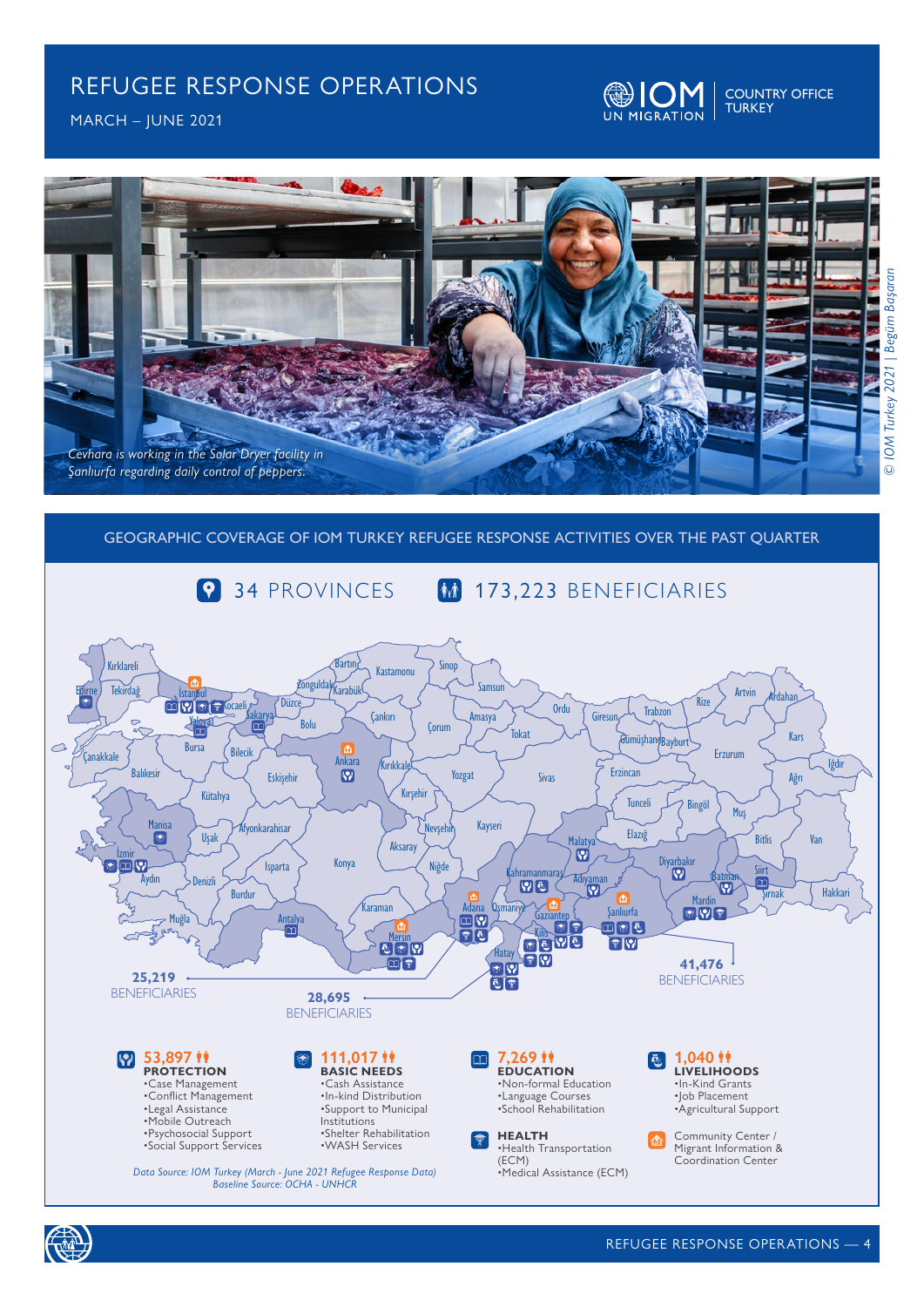# REFUGEE RESPONSE OPERATIONS

MARCH – JUNE 2021

IOM UN MIGRATION | COUNTRY OFFICE TURKEY

*Cevhara is working in the Solar Dryer facility in Şanlıurfa regarding daily control of peppers.*

*© IOM Turkey 2021 | Begüm Başaran*

## GEOGRAPHIC COVERAGE OF IOM TURKEY REFUGEE RESPONSE ACTIVITIES OVER THE PAST QUARTER

34 PROVINCES

173,223 BENEFICIARIES

25,219 BENEFICIARIES

28,695 BENEFICIARIES

41,476 BENEFICIARIES

**53,897 PROTECTION**
- Case Management
- Conflict Management
- Legal Assistance
- Mobile Outreach
- Psychosocial Support
- Social Support Services

**111,017 BASIC NEEDS**
- Cash Assistance
- In-kind Distribution
- Support to Municipal Institutions
- Shelter Rehabilitation
- WASH Services

**7,269 EDUCATION**
- Non-formal Education
- Language Courses
- School Rehabilitation

**HEALTH**
- Health Transportation (ECM)
- Medical Assistance (ECM)

**1,040 LIVELIHOODS**
- In-Kind Grants
- Job Placement
- Agricultural Support

Community Center / Migrant Information & Coordination Center

*Data Source: IOM Turkey (March - June 2021 Refugee Response Data)*
*Baseline Source: OCHA - UNHCR*